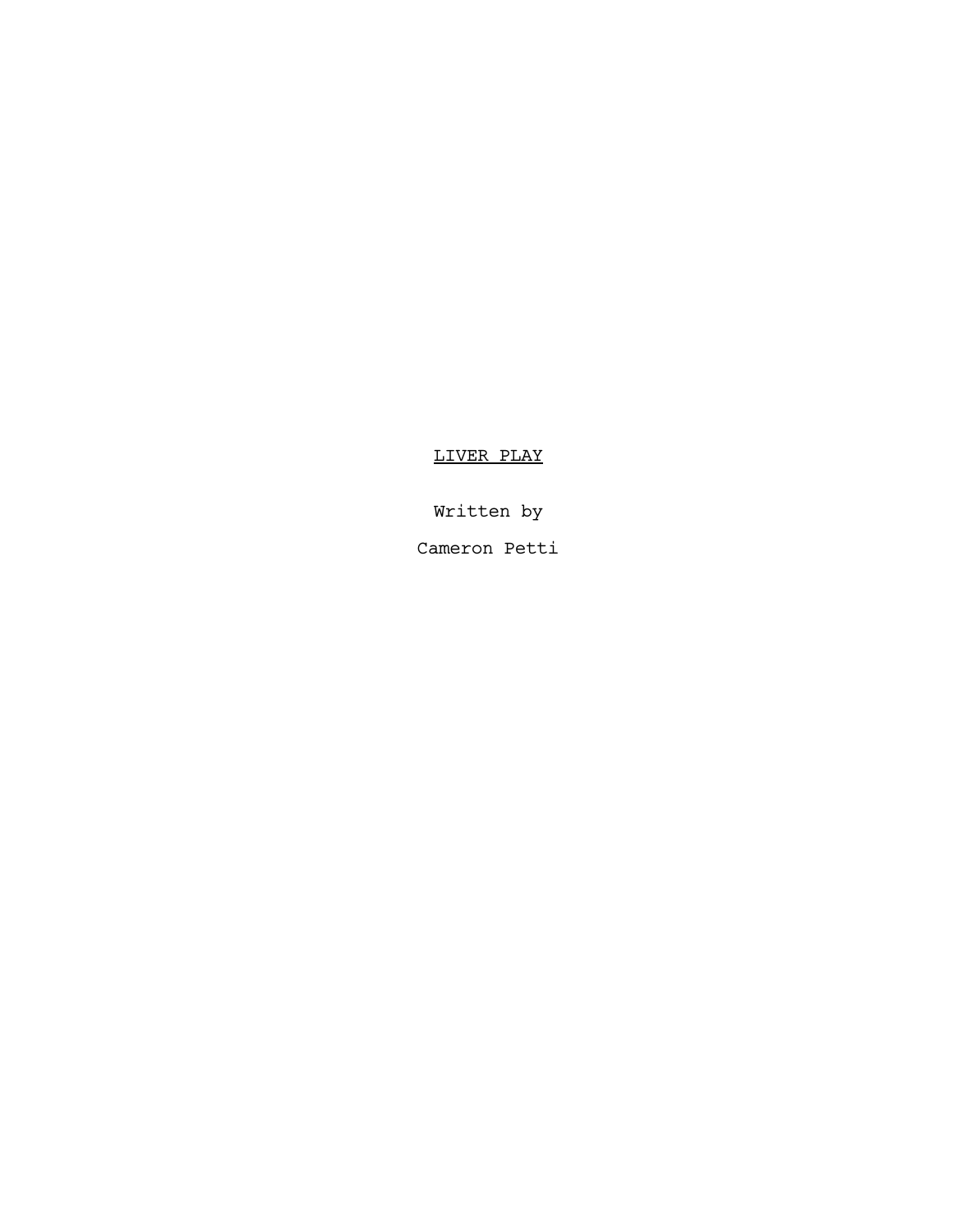# <u>LIVER PLAY</u>

Written by

Cameron Petti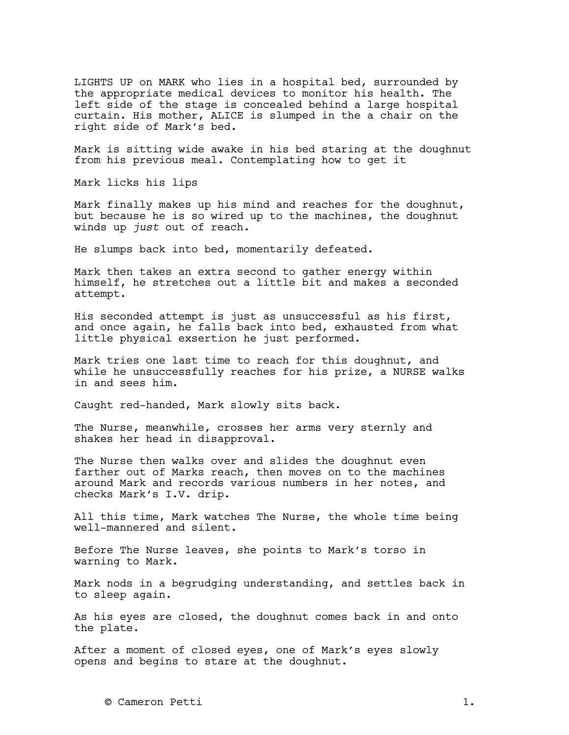LIGHTS UP on MARK who lies in a hospital bed, surrounded by the appropriate medical devices to monitor his health. The left side of the stage is concealed behind a large hospital curtain. His mother, ALICE is slumped in the a chair on the right side of Mark's bed.

Mark is sitting wide awake in his bed staring at the doughnut from his previous meal. Contemplating how to get it

Mark licks his lips

Mark finally makes up his mind and reaches for the doughnut, but because he is so wired up to the machines, the doughnut winds up *just* out of reach.

He slumps back into bed, momentarily defeated.

Mark then takes an extra second to gather energy within himself, he stretches out a little bit and makes a seconded attempt.

His seconded attempt is just as unsuccessful as his first, and once again, he falls back into bed, exhausted from what little physical exsertion he just performed.

Mark tries one last time to reach for this doughnut, and while he unsuccessfully reaches for his prize, a NURSE walks in and sees him.

Caught red-handed, Mark slowly sits back.

The Nurse, meanwhile, crosses her arms very sternly and shakes her head in disapproval.

The Nurse then walks over and slides the doughnut even farther out of Marks reach, then moves on to the machines around Mark and records various numbers in her notes, and checks Mark's I.V. drip.

All this time, Mark watches The Nurse, the whole time being well-mannered and silent.

Before The Nurse leaves, she points to Mark's torso in warning to Mark.

Mark nods in a begrudging understanding, and settles back in to sleep again.

As his eyes are closed, the doughnut comes back in and onto the plate.

After a moment of closed eyes, one of Mark's eyes slowly opens and begins to stare at the doughnut.

© Cameron Petti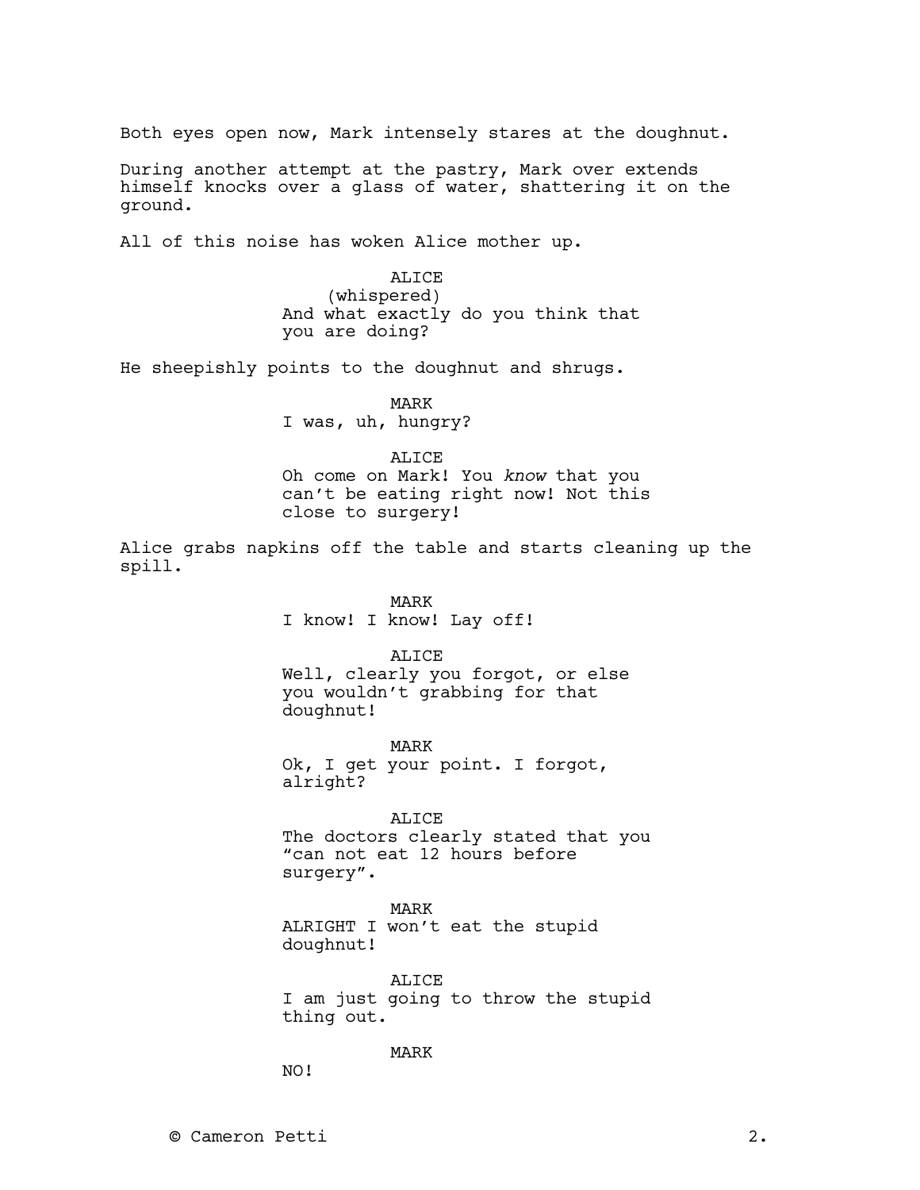Both eyes open now, Mark intensely stares at the doughnut.

During another attempt at the pastry, Mark over extends himself knocks over a glass of water, shattering it on the ground.

All of this noise has woken Alice mother up.

ALICE
(whispered)
And what exactly do you think that you are doing?

He sheepishly points to the doughnut and shrugs.

MARK
I was, uh, hungry?

ALICE
Oh come on Mark! You *know* that you can't be eating right now! Not this close to surgery!

Alice grabs napkins off the table and starts cleaning up the spill.

MARK
I know! I know! Lay off!

ALICE
Well, clearly you forgot, or else you wouldn't grabbing for that doughnut!

MARK
Ok, I get your point. I forgot, alright?

ALICE
The doctors clearly stated that you "can not eat 12 hours before surgery".

MARK
ALRIGHT I won't eat the stupid doughnut!

ALICE
I am just going to throw the stupid thing out.

MARK
NO!

© Cameron Petti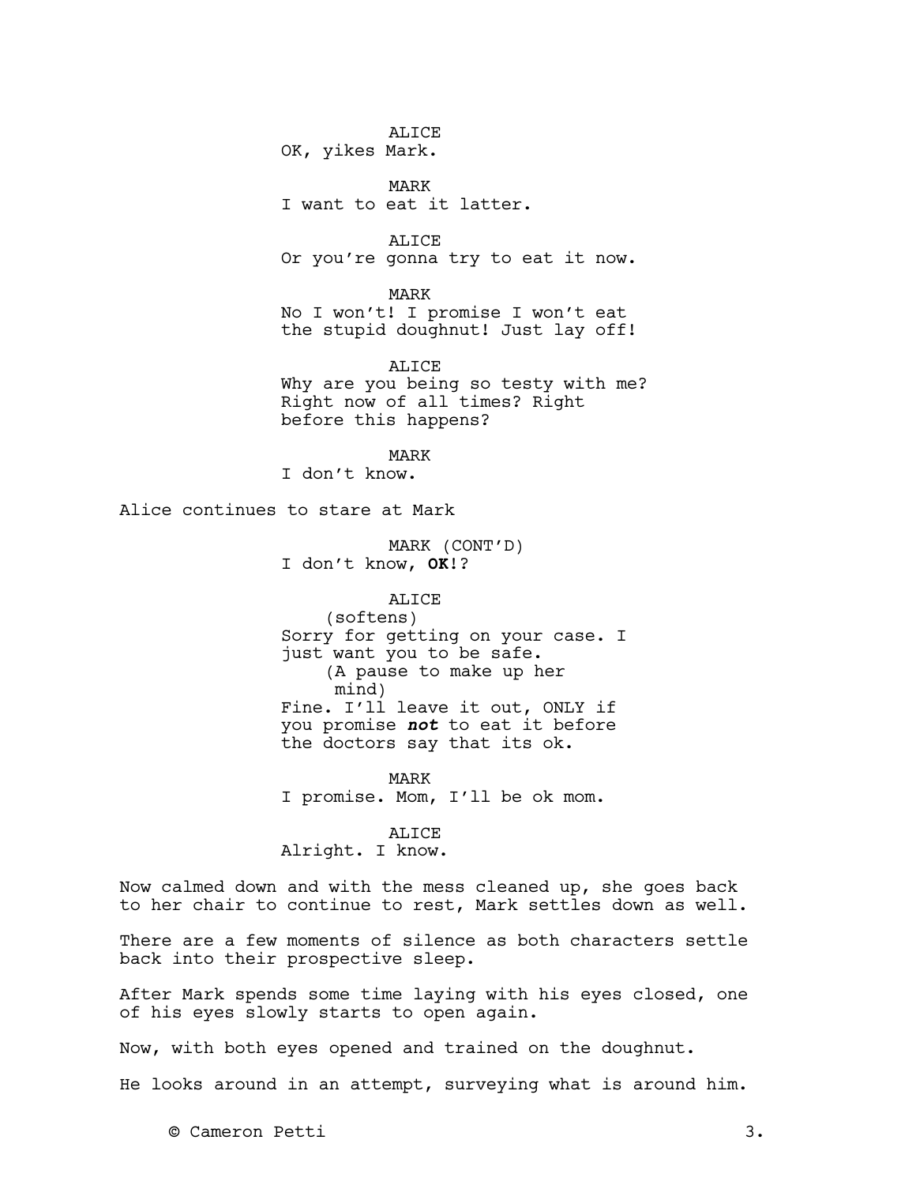ALICE
OK, yikes Mark.

MARK
I want to eat it latter.

ALICE
Or you're gonna try to eat it now.

MARK
No I won't! I promise I won't eat the stupid doughnut! Just lay off!

ALICE
Why are you being so testy with me? Right now of all times? Right before this happens?

MARK
I don't know.

Alice continues to stare at Mark

MARK (CONT'D)
I don't know, **OK**!?

ALICE
(softens)
Sorry for getting on your case. I just want you to be safe.
(A pause to make up her mind)
Fine. I'll leave it out, ONLY if you promise ***not*** to eat it before the doctors say that its ok.

MARK
I promise. Mom, I'll be ok mom.

ALICE
Alright. I know.

Now calmed down and with the mess cleaned up, she goes back to her chair to continue to rest, Mark settles down as well.

There are a few moments of silence as both characters settle back into their prospective sleep.

After Mark spends some time laying with his eyes closed, one of his eyes slowly starts to open again.

Now, with both eyes opened and trained on the doughnut.

He looks around in an attempt, surveying what is around him.

© Cameron Petti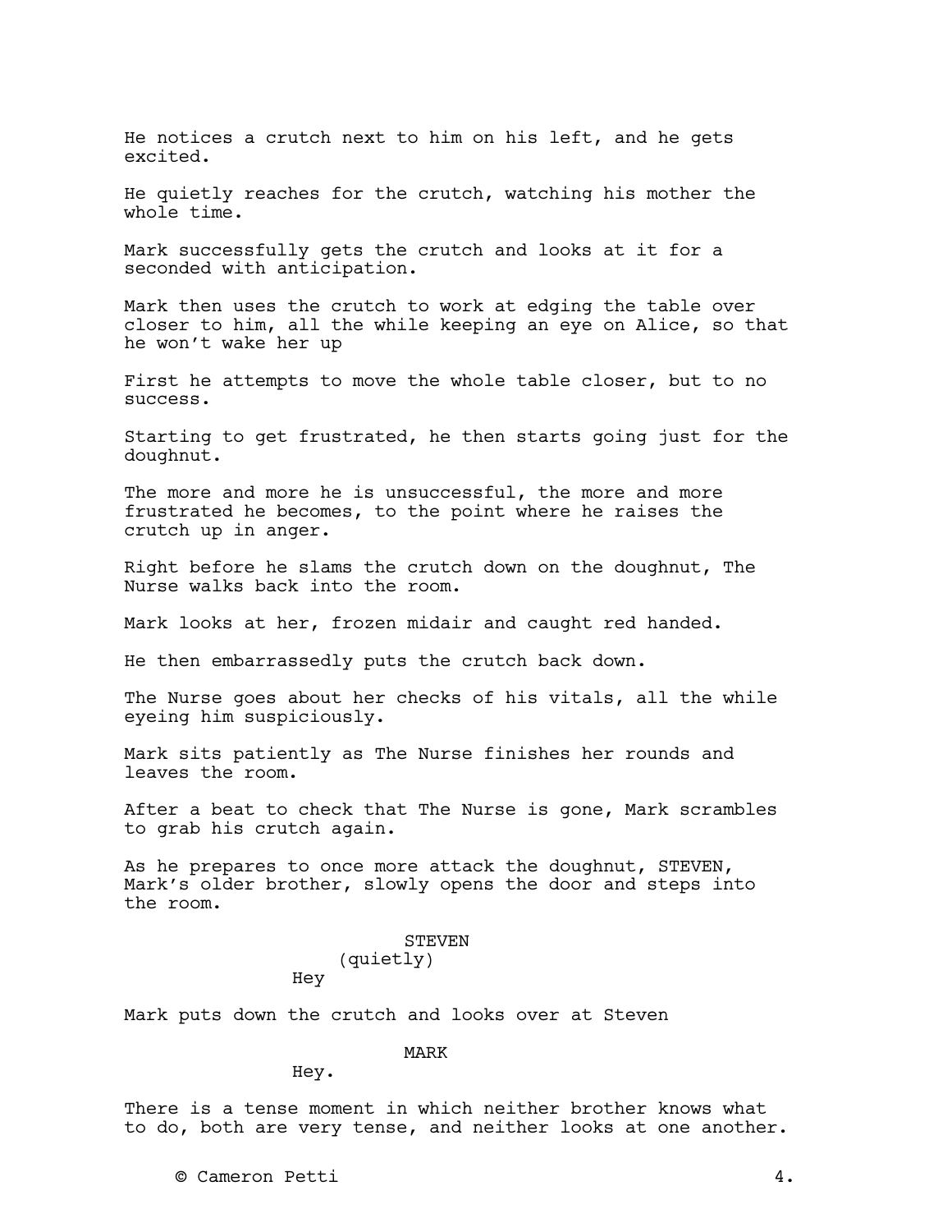He notices a crutch next to him on his left, and he gets excited.

He quietly reaches for the crutch, watching his mother the whole time.

Mark successfully gets the crutch and looks at it for a seconded with anticipation.

Mark then uses the crutch to work at edging the table over closer to him, all the while keeping an eye on Alice, so that he won't wake her up

First he attempts to move the whole table closer, but to no success.

Starting to get frustrated, he then starts going just for the doughnut.

The more and more he is unsuccessful, the more and more frustrated he becomes, to the point where he raises the crutch up in anger.

Right before he slams the crutch down on the doughnut, The Nurse walks back into the room.

Mark looks at her, frozen midair and caught red handed.

He then embarrassedly puts the crutch back down.

The Nurse goes about her checks of his vitals, all the while eyeing him suspiciously.

Mark sits patiently as The Nurse finishes her rounds and leaves the room.

After a beat to check that The Nurse is gone, Mark scrambles to grab his crutch again.

As he prepares to once more attack the doughnut, STEVEN, Mark's older brother, slowly opens the door and steps into the room.

STEVEN
(quietly)
Hey

Mark puts down the crutch and looks over at Steven

MARK
Hey.

There is a tense moment in which neither brother knows what to do, both are very tense, and neither looks at one another.

© Cameron Petti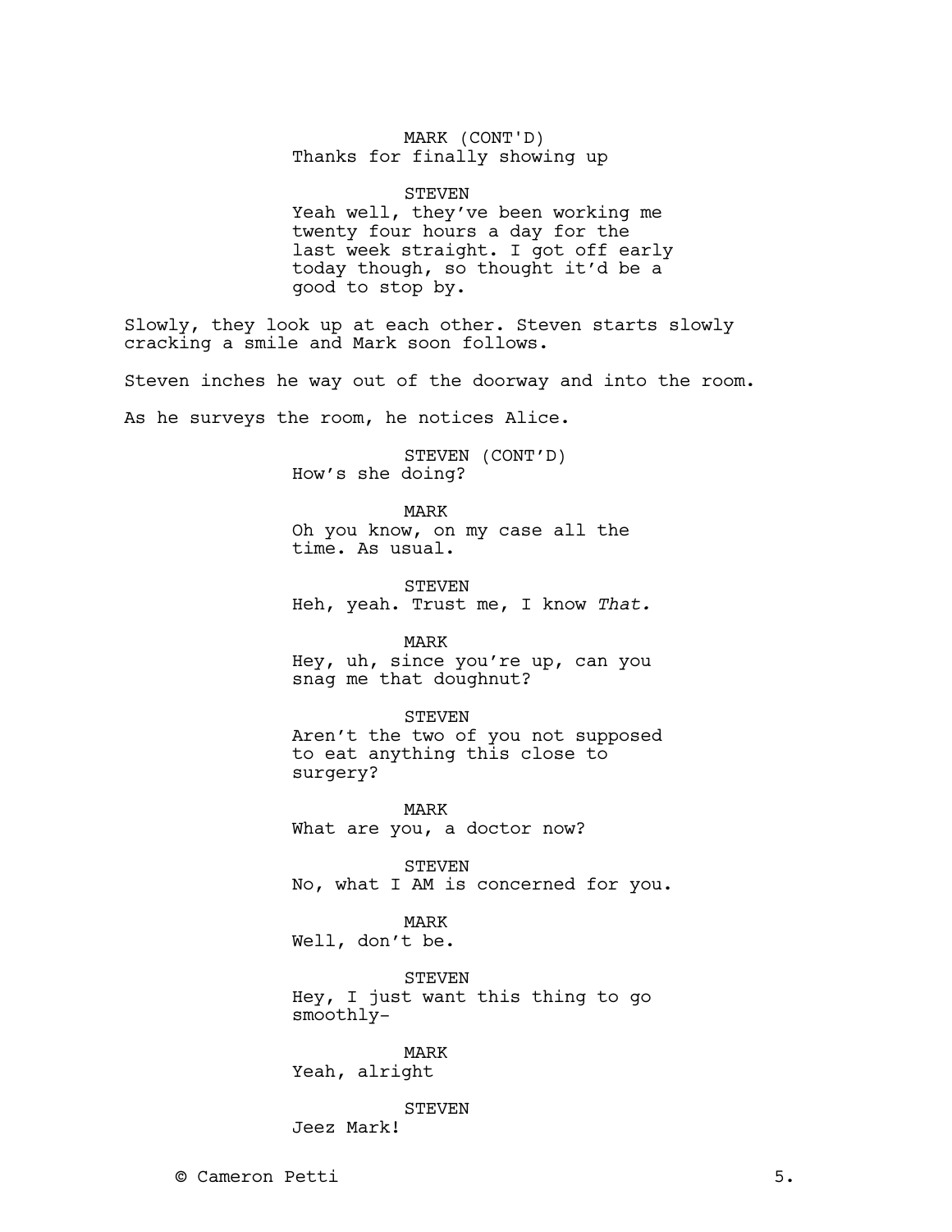MARK (CONT'D)
Thanks for finally showing up

STEVEN
Yeah well, they've been working me twenty four hours a day for the last week straight. I got off early today though, so thought it'd be a good to stop by.

Slowly, they look up at each other. Steven starts slowly cracking a smile and Mark soon follows.

Steven inches he way out of the doorway and into the room.

As he surveys the room, he notices Alice.

STEVEN (CONT'D)
How's she doing?

MARK
Oh you know, on my case all the time. As usual.

STEVEN
Heh, yeah. Trust me, I know *That.*

MARK
Hey, uh, since you're up, can you snag me that doughnut?

STEVEN
Aren't the two of you not supposed to eat anything this close to surgery?

MARK
What are you, a doctor now?

STEVEN
No, what I AM is concerned for you.

MARK
Well, don't be.

STEVEN
Hey, I just want this thing to go smoothly-

MARK
Yeah, alright

STEVEN
Jeez Mark!

© Cameron Petti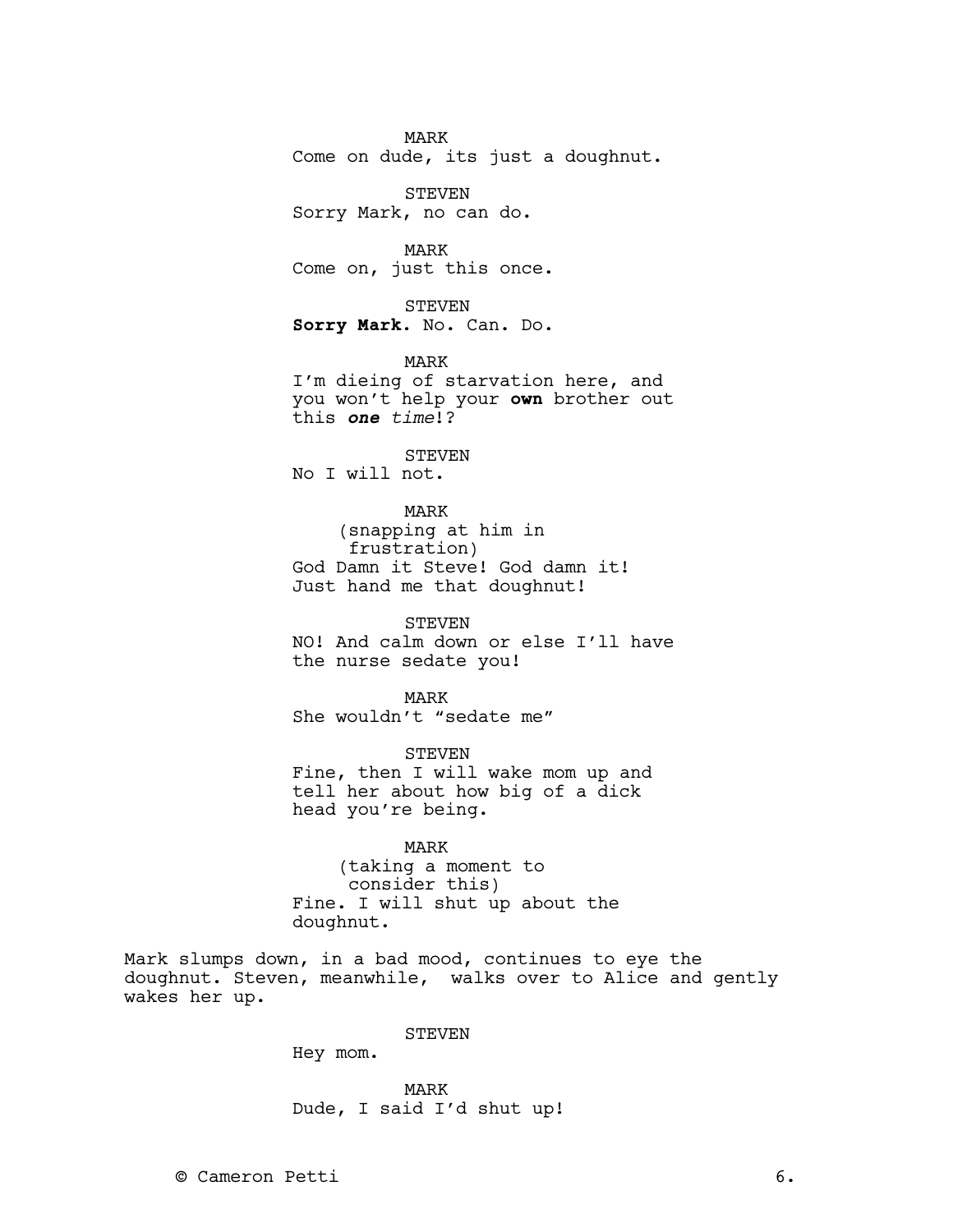MARK
Come on dude, its just a doughnut.

STEVEN
Sorry Mark, no can do.

MARK
Come on, just this once.

STEVEN
**Sorry Mark.** No. Can. Do.

MARK
I'm dieing of starvation here, and you won't help your **own** brother out this ***one*** *time*!?

STEVEN
No I will not.

MARK
(snapping at him in frustration)
God Damn it Steve! God damn it! Just hand me that doughnut!

STEVEN
NO! And calm down or else I'll have the nurse sedate you!

MARK
She wouldn't "sedate me"

STEVEN
Fine, then I will wake mom up and tell her about how big of a dick head you're being.

MARK
(taking a moment to consider this)
Fine. I will shut up about the doughnut.

Mark slumps down, in a bad mood, continues to eye the doughnut. Steven, meanwhile, walks over to Alice and gently wakes her up.

STEVEN
Hey mom.

MARK
Dude, I said I'd shut up!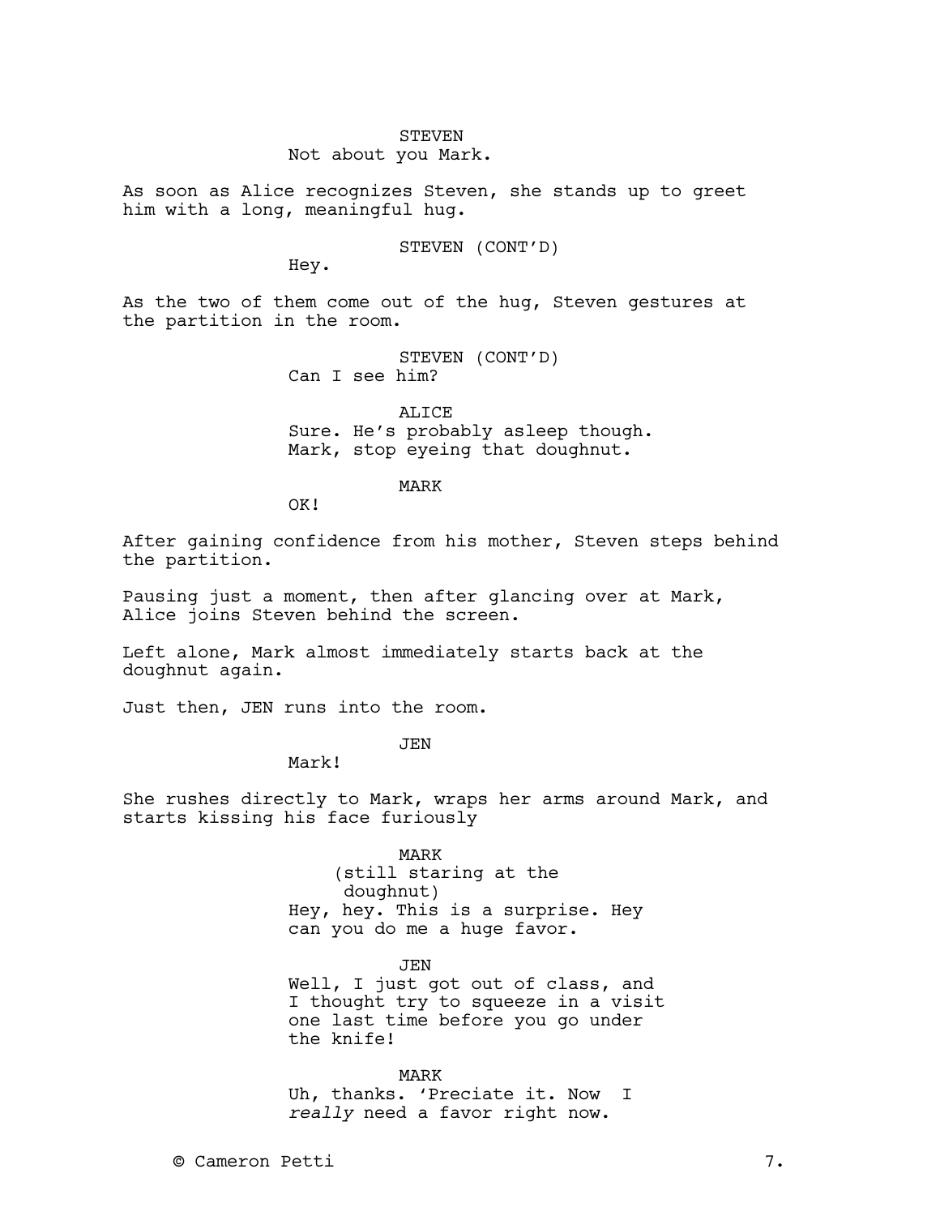STEVEN
Not about you Mark.

As soon as Alice recognizes Steven, she stands up to greet him with a long, meaningful hug.

STEVEN (CONT'D)
Hey.

As the two of them come out of the hug, Steven gestures at the partition in the room.

STEVEN (CONT'D)
Can I see him?

ALICE
Sure. He's probably asleep though. Mark, stop eyeing that doughnut.

MARK
OK!

After gaining confidence from his mother, Steven steps behind the partition.

Pausing just a moment, then after glancing over at Mark, Alice joins Steven behind the screen.

Left alone, Mark almost immediately starts back at the doughnut again.

Just then, JEN runs into the room.

JEN
Mark!

She rushes directly to Mark, wraps her arms around Mark, and starts kissing his face furiously

MARK
(still staring at the doughnut)
Hey, hey. This is a surprise. Hey can you do me a huge favor.

JEN
Well, I just got out of class, and I thought try to squeeze in a visit one last time before you go under the knife!

MARK
Uh, thanks. 'Preciate it. Now I *really* need a favor right now.

© Cameron Petti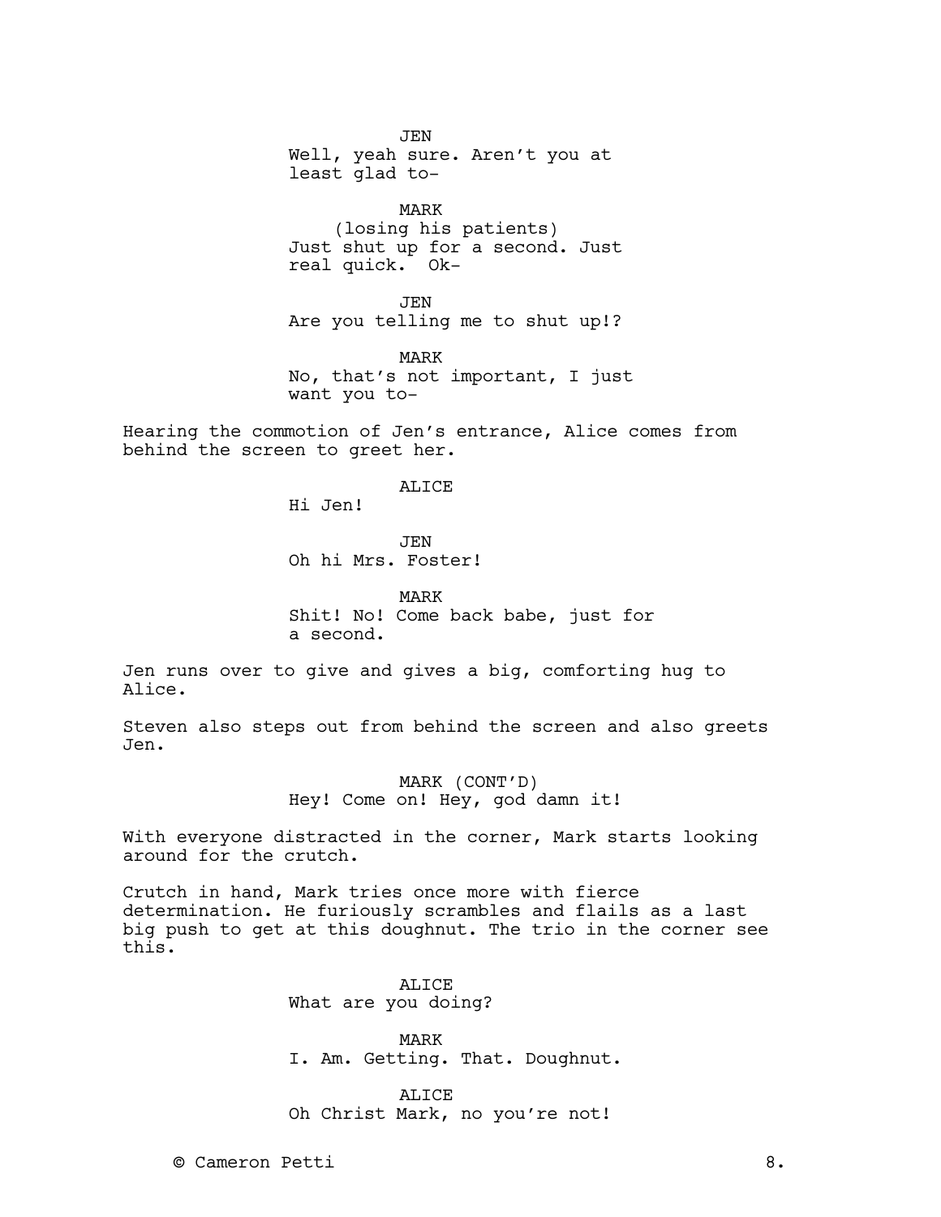JEN
Well, yeah sure. Aren't you at least glad to-

MARK
(losing his patients)
Just shut up for a second. Just real quick.  Ok-

JEN
Are you telling me to shut up!?

MARK
No, that's not important, I just want you to-

Hearing the commotion of Jen's entrance, Alice comes from behind the screen to greet her.

ALICE
Hi Jen!

JEN
Oh hi Mrs. Foster!

MARK
Shit! No! Come back babe, just for a second.

Jen runs over to give and gives a big, comforting hug to Alice.

Steven also steps out from behind the screen and also greets Jen.

MARK (CONT'D)
Hey! Come on! Hey, god damn it!

With everyone distracted in the corner, Mark starts looking around for the crutch.

Crutch in hand, Mark tries once more with fierce determination. He furiously scrambles and flails as a last big push to get at this doughnut. The trio in the corner see this.

ALICE
What are you doing?

MARK
I. Am. Getting. That. Doughnut.

ALICE
Oh Christ Mark, no you're not!

© Cameron Petti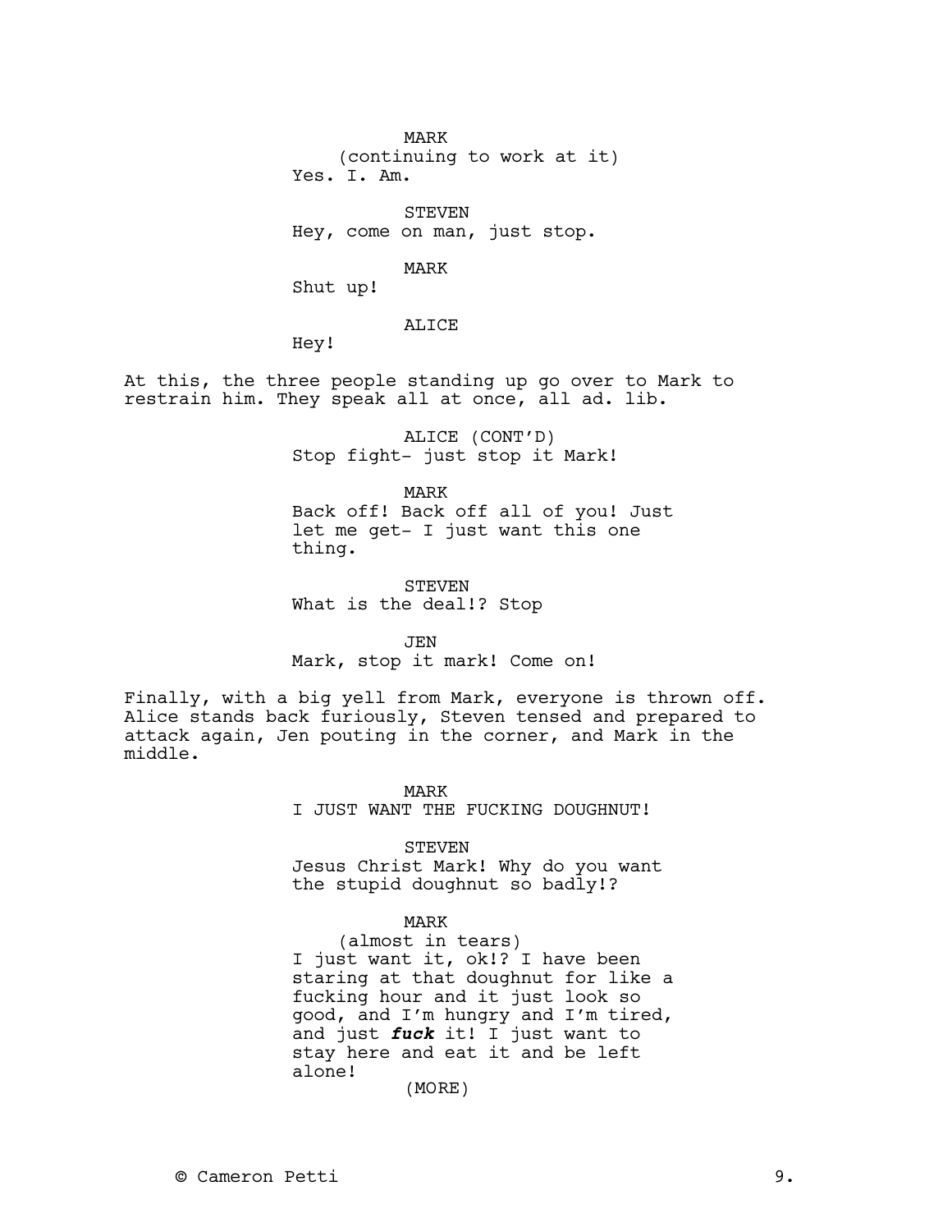MARK
(continuing to work at it)
Yes. I. Am.

STEVEN
Hey, come on man, just stop.

MARK
Shut up!

ALICE
Hey!

At this, the three people standing up go over to Mark to restrain him. They speak all at once, all ad. lib.

ALICE (CONT'D)
Stop fight- just stop it Mark!

MARK
Back off! Back off all of you! Just let me get- I just want this one thing.

STEVEN
What is the deal!? Stop

JEN
Mark, stop it mark! Come on!

Finally, with a big yell from Mark, everyone is thrown off. Alice stands back furiously, Steven tensed and prepared to attack again, Jen pouting in the corner, and Mark in the middle.

MARK
I JUST WANT THE FUCKING DOUGHNUT!

STEVEN
Jesus Christ Mark! Why do you want the stupid doughnut so badly!?

MARK
(almost in tears)
I just want it, ok!? I have been staring at that doughnut for like a fucking hour and it just look so good, and I'm hungry and I'm tired, and just ***fuck*** it! I just want to stay here and eat it and be left alone!
(MORE)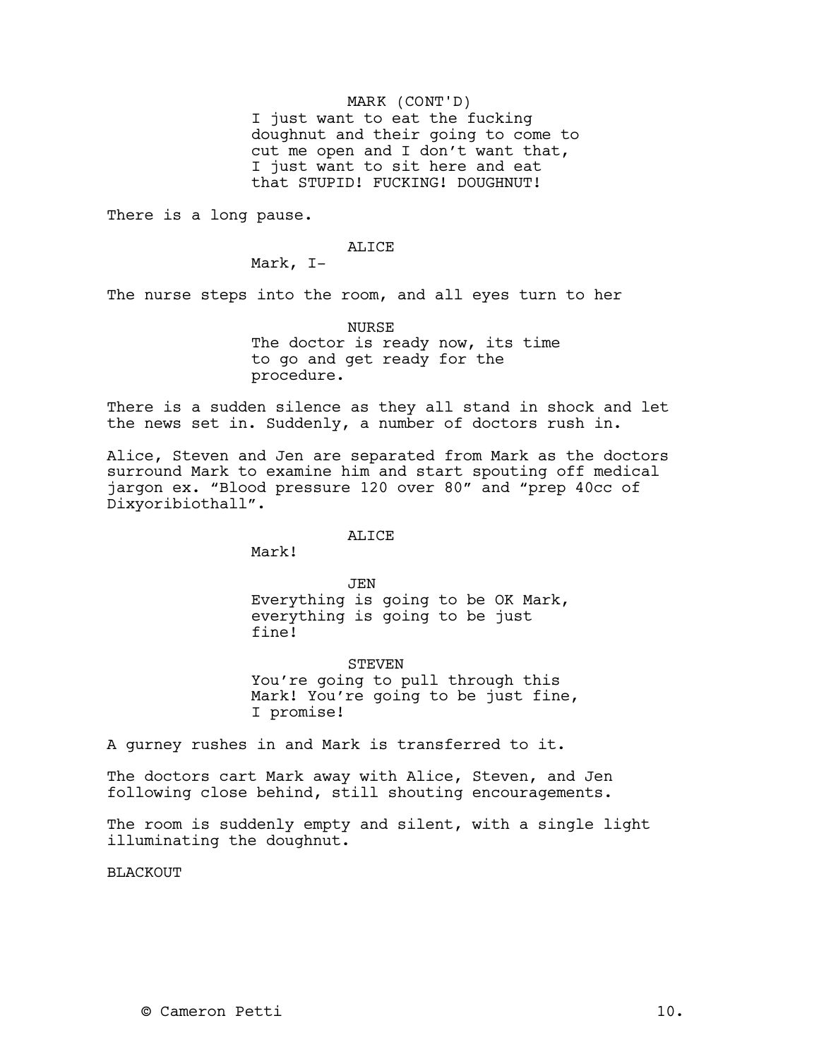MARK (CONT'D)
I just want to eat the fucking doughnut and their going to come to cut me open and I don't want that, I just want to sit here and eat that STUPID! FUCKING! DOUGHNUT!

There is a long pause.

ALICE
Mark, I-

The nurse steps into the room, and all eyes turn to her

NURSE
The doctor is ready now, its time to go and get ready for the procedure.

There is a sudden silence as they all stand in shock and let the news set in. Suddenly, a number of doctors rush in.

Alice, Steven and Jen are separated from Mark as the doctors surround Mark to examine him and start spouting off medical jargon ex. "Blood pressure 120 over 80" and "prep 40cc of Dixyoribiothall".

ALICE
Mark!

JEN
Everything is going to be OK Mark, everything is going to be just fine!

STEVEN
You're going to pull through this Mark! You're going to be just fine, I promise!

A gurney rushes in and Mark is transferred to it.

The doctors cart Mark away with Alice, Steven, and Jen following close behind, still shouting encouragements.

The room is suddenly empty and silent, with a single light illuminating the doughnut.

BLACKOUT

© Cameron Petti